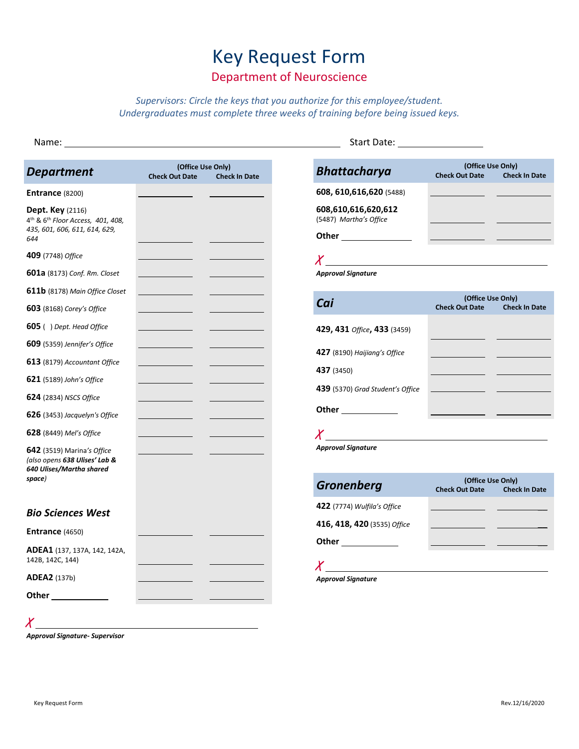# Key Request Form

## Department of Neuroscience

*Supervisors: Circle the keys that you authorize for this employee/student.*
*Undergraduates must complete three weeks of training before being issued keys.*

Name: ______________________________ Start Date: ______________

| *Department* | (Office Use Only) Check Out Date | Check In Date |
|---|---|---|
| **Entrance** (8200) | | |
| **Dept. Key** (2116) 4th & 6th *Floor Access, 401, 408, 435, 601, 606, 611, 614, 629, 644* | | |
| **409** (7748) *Office* | | |
| **601a** (8173) *Conf. Rm. Closet* | | |
| **611b** (8178) *Main Office Closet* | | |
| **603** (8168) *Corey's Office* | | |
| **605** ( ) *Dept. Head Office* | | |
| **609** (5359) *Jennifer's Office* | | |
| **613** (8179) *Accountant Office* | | |
| **621** (5189) *John's Office* | | |
| **624** (2834) *NSCS Office* | | |
| **626** (3453) *Jacquelyn's Office* | | |
| **628** (8449) *Mel's Office* | | |
| **642** (3519) *Marina's Office (also opens **638 Ulises' Lab** & **640 Ulises/Martha shared space**)* | | |
| ***Bio Sciences West*** | | |
| **Entrance** (4650) | | |
| **ADEA1** (137, 137A, 142, 142A, 142B, 142C, 144) | | |
| **ADEA2** (137b) | | |
| **Other** __________ | | |

✗ ______________________________
***Approval Signature- Supervisor***

| *Bhattacharya* | (Office Use Only) Check Out Date | Check In Date |
|---|---|---|
| **608, 610,616,620** (5488) | | |
| **608,610,616,620,612** (5487) *Martha's Office* | | |
| **Other** __________ | | |

✗ ______________________________
***Approval Signature***

| *Cai* | (Office Use Only) Check Out Date | Check In Date |
|---|---|---|
| **429, 431** *Office*, **433** (3459) | | |
| **427** (8190) *Haijiang's Office* | | |
| **437** (3450) | | |
| **439** (5370) *Grad Student's Office* | | |
| **Other** __________ | | |

✗ ______________________________
***Approval Signature***

| *Gronenberg* | (Office Use Only) Check Out Date | Check In Date |
|---|---|---|
| **422** (7774) *Wulfila's Office* | | |
| **416, 418, 420** (3535) *Office* | | |
| **Other** __________ | | |

✗ ______________________________
***Approval Signature***

Key Request Form Rev.12/16/2020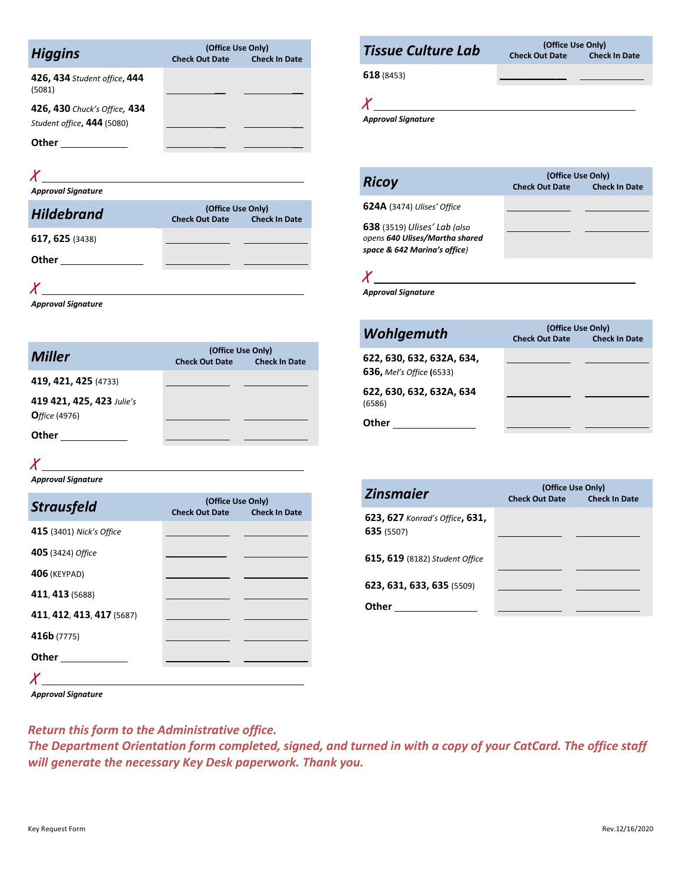| Higgins | (Office Use Only) Check Out Date | Check In Date |
|---|---|---|
| **426, 434** *Student office*, **444** (5081) | | |
| **426, 430** *Chuck's Office*, **434** *Student office*, **444** (5080) | | |
| **Other** ___________ | | |

✗ ______________________________________
***Approval Signature***

| Hildebrand | (Office Use Only) Check Out Date | Check In Date |
|---|---|---|
| **617, 625** (3438) | | |
| **Other** ___________ | | |

✗ ______________________________________
***Approval Signature***

| Miller | (Office Use Only) Check Out Date | Check In Date |
|---|---|---|
| **419, 421, 425** (4733) | | |
| **419 421, 425, 423** *Julie's* **O***ffice* (4976) | | |
| **Other** ___________ | | |

✗ ______________________________________
***Approval Signature***

| Strausfeld | (Office Use Only) Check Out Date | Check In Date |
|---|---|---|
| **415** (3401) *Nick's Office* | | |
| **405** (3424) *Office* | | |
| **406** (KEYPAD) | | |
| **411**, **413** (5688) | | |
| **411**, **412**, **413**, **417** (5687) | | |
| **416b** (7775) | | |
| **Other** ___________ | | |

✗ ______________________________________
***Approval Signature***

| Tissue Culture Lab | (Office Use Only) Check Out Date | Check In Date |
|---|---|---|
| **618** (8453) | | |

✗ ______________________________________
***Approval Signature***

| Ricoy | (Office Use Only) Check Out Date | Check In Date |
|---|---|---|
| **624A** (3474) *Ulises' Office* | | |
| **638** (3519) *Ulises' Lab (also opens* ***640 Ulises/Martha shared space*** *&* ***642 Marina's office****)* | | |

✗ ______________________________________
***Approval Signature***

| Wohlgemuth | (Office Use Only) Check Out Date | Check In Date |
|---|---|---|
| **622, 630, 632, 632A, 634, 636,** *Mel's Office* (6533) | | |
| **622, 630, 632, 632A, 634** (6586) | | |
| **Other** ___________ | | |

| Zinsmaier | (Office Use Only) Check Out Date | Check In Date |
|---|---|---|
| **623, 627** *Konrad's Office*, **631, 635** (5507) | | |
| **615, 619** (8182) *Student Office* | | |
| **623, 631, 633, 635** (5509) | | |
| **Other** ___________ | | |

***Return this form to the Administrative office.***
***The Department Orientation form completed, signed, and turned in with a copy of your CatCard. The office staff will generate the necessary Key Desk paperwork. Thank you.***

Key Request Form Rev.12/16/2020